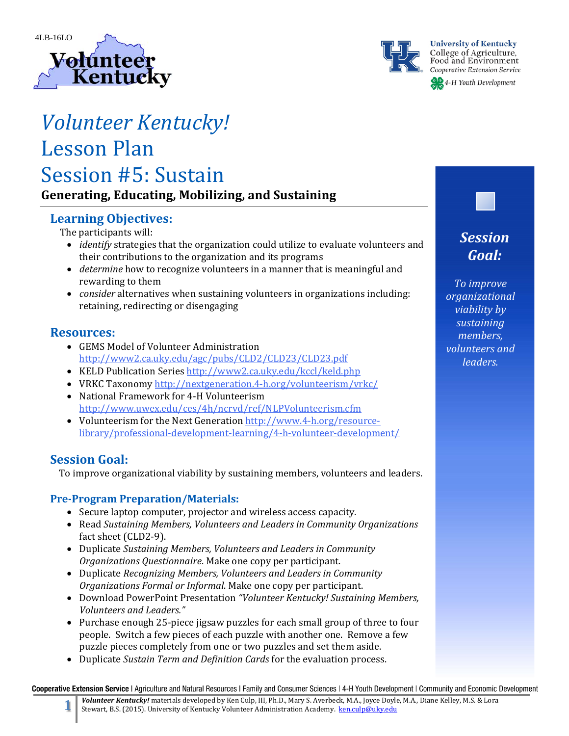4LB-16LO

Volunteer Kentucky

University of Kentucky
College of Agriculture, Food and Environment
Cooperative Extension Service
4-H Youth Development

# *Volunteer Kentucky!*
# Lesson Plan
# Session #5: Sustain

**Generating, Educating, Mobilizing, and Sustaining**

## Learning Objectives:

The participants will:

- *identify* strategies that the organization could utilize to evaluate volunteers and their contributions to the organization and its programs
- *determine* how to recognize volunteers in a manner that is meaningful and rewarding to them
- *consider* alternatives when sustaining volunteers in organizations including: retaining, redirecting or disengaging

## Resources:

- GEMS Model of Volunteer Administration http://www2.ca.uky.edu/agc/pubs/CLD2/CLD23/CLD23.pdf
- KELD Publication Series http://www2.ca.uky.edu/kccl/keld.php
- VRKC Taxonomy http://nextgeneration.4-h.org/volunteerism/vrkc/
- National Framework for 4-H Volunteerism http://www.uwex.edu/ces/4h/ncrvd/ref/NLPVolunteerism.cfm
- Volunteerism for the Next Generation http://www.4-h.org/resource-library/professional-development-learning/4-h-volunteer-development/

## Session Goal:

To improve organizational viability by sustaining members, volunteers and leaders.

## Pre-Program Preparation/Materials:

- Secure laptop computer, projector and wireless access capacity.
- Read *Sustaining Members, Volunteers and Leaders in Community Organizations* fact sheet (CLD2-9).
- Duplicate *Sustaining Members, Volunteers and Leaders in Community Organizations Questionnaire*. Make one copy per participant.
- Duplicate *Recognizing Members, Volunteers and Leaders in Community Organizations Formal or Informal*. Make one copy per participant.
- Download PowerPoint Presentation *"Volunteer Kentucky! Sustaining Members, Volunteers and Leaders."*
- Purchase enough 25-piece jigsaw puzzles for each small group of three to four people. Switch a few pieces of each puzzle with another one. Remove a few puzzle pieces completely from one or two puzzles and set them aside.
- Duplicate *Sustain Term and Definition Cards* for the evaluation process.

***Session Goal:***

*To improve organizational viability by sustaining members, volunteers and leaders.*

Cooperative Extension Service | Agriculture and Natural Resources | Family and Consumer Sciences | 4-H Youth Development | Community and Economic Development

*Volunteer Kentucky!* materials developed by Ken Culp, III, Ph.D., Mary S. Averbeck, M.A., Joyce Doyle, M.A., Diane Kelley, M.S. & Lora Stewart, B.S. (2015). University of Kentucky Volunteer Administration Academy. ken.culp@uky.edu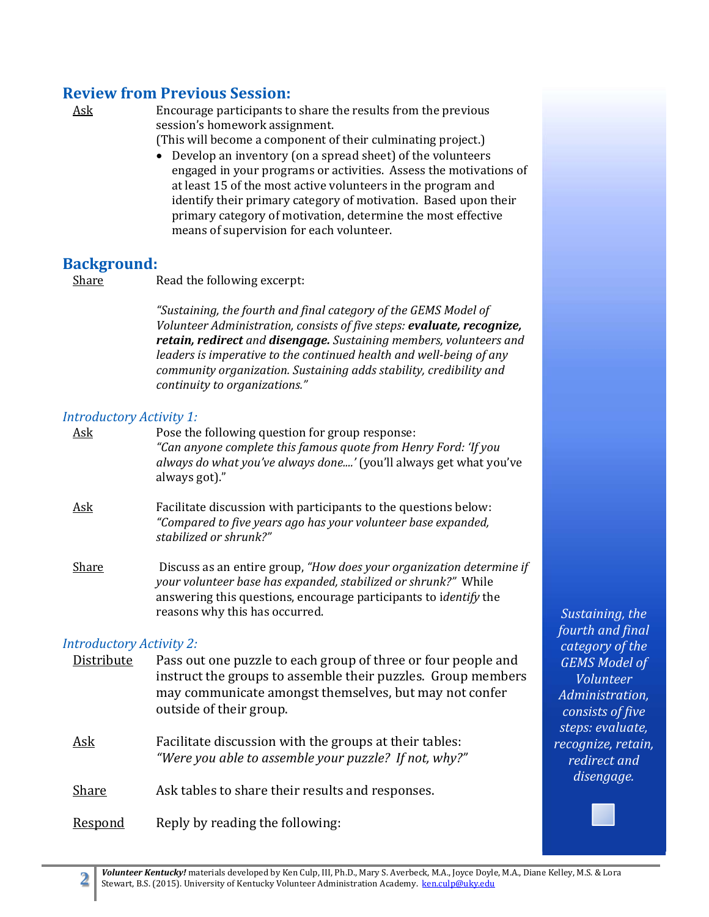## Review from Previous Session:

Ask — Encourage participants to share the results from the previous session's homework assignment.
(This will become a component of their culminating project.)

- Develop an inventory (on a spread sheet) of the volunteers engaged in your programs or activities. Assess the motivations of at least 15 of the most active volunteers in the program and identify their primary category of motivation. Based upon their primary category of motivation, determine the most effective means of supervision for each volunteer.

## Background:

Share — Read the following excerpt:

*"Sustaining, the fourth and final category of the GEMS Model of Volunteer Administration, consists of five steps:* ***evaluate, recognize, retain, redirect*** *and* ***disengage.*** *Sustaining members, volunteers and leaders is imperative to the continued health and well-being of any community organization. Sustaining adds stability, credibility and continuity to organizations."*

### *Introductory Activity 1:*

Ask — Pose the following question for group response:
*"Can anyone complete this famous quote from Henry Ford: 'If you always do what you've always done....'* (you'll always get what you've always got)."

Ask — Facilitate discussion with participants to the questions below:
*"Compared to five years ago has your volunteer base expanded, stabilized or shrunk?"*

Share — Discuss as an entire group, *"How does your organization determine if your volunteer base has expanded, stabilized or shrunk?"* While answering this questions, encourage participants to i*dentify* the reasons why this has occurred.

### *Introductory Activity 2:*

Distribute — Pass out one puzzle to each group of three or four people and instruct the groups to assemble their puzzles. Group members may communicate amongst themselves, but may not confer outside of their group.

Ask — Facilitate discussion with the groups at their tables:
*"Were you able to assemble your puzzle? If not, why?"*

Share — Ask tables to share their results and responses.

Respond — Reply by reading the following:

*Sustaining, the fourth and final category of the GEMS Model of Volunteer Administration, consists of five steps: evaluate, recognize, retain, redirect and disengage.*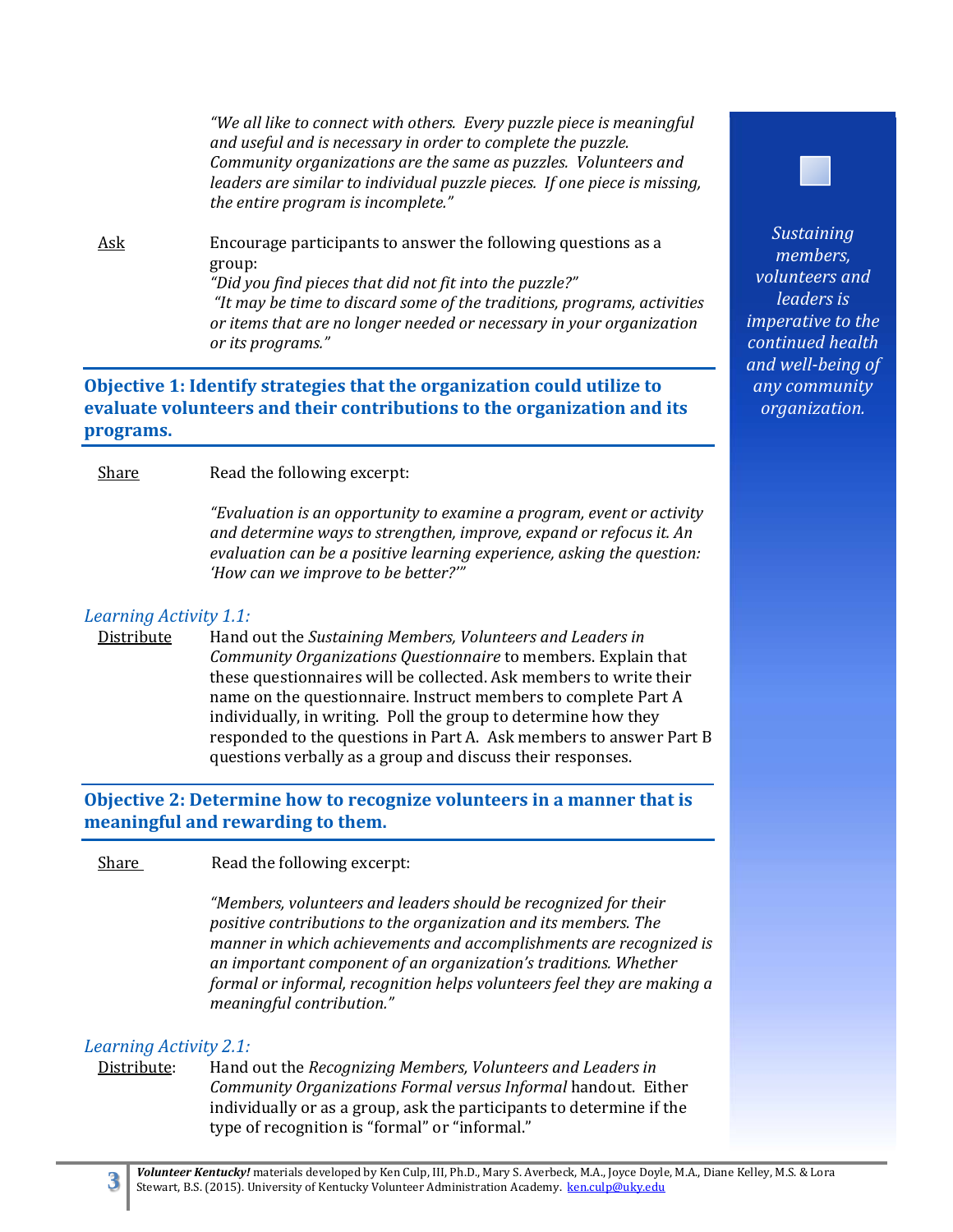*"We all like to connect with others. Every puzzle piece is meaningful and useful and is necessary in order to complete the puzzle. Community organizations are the same as puzzles. Volunteers and leaders are similar to individual puzzle pieces. If one piece is missing, the entire program is incomplete."*

Ask — Encourage participants to answer the following questions as a group:
*"Did you find pieces that did not fit into the puzzle?"*
*"It may be time to discard some of the traditions, programs, activities or items that are no longer needed or necessary in your organization or its programs."*

*Sustaining members, volunteers and leaders is imperative to the continued health and well-being of any community organization.*

## Objective 1: Identify strategies that the organization could utilize to evaluate volunteers and their contributions to the organization and its programs.

Share — Read the following excerpt:

*"Evaluation is an opportunity to examine a program, event or activity and determine ways to strengthen, improve, expand or refocus it. An evaluation can be a positive learning experience, asking the question: 'How can we improve to be better?'"*

*Learning Activity 1.1:*

Distribute — Hand out the *Sustaining Members, Volunteers and Leaders in Community Organizations Questionnaire* to members. Explain that these questionnaires will be collected. Ask members to write their name on the questionnaire. Instruct members to complete Part A individually, in writing. Poll the group to determine how they responded to the questions in Part A. Ask members to answer Part B questions verbally as a group and discuss their responses.

## Objective 2: Determine how to recognize volunteers in a manner that is meaningful and rewarding to them.

Share — Read the following excerpt:

*"Members, volunteers and leaders should be recognized for their positive contributions to the organization and its members. The manner in which achievements and accomplishments are recognized is an important component of an organization's traditions. Whether formal or informal, recognition helps volunteers feel they are making a meaningful contribution."*

*Learning Activity 2.1:*

Distribute: — Hand out the *Recognizing Members, Volunteers and Leaders in Community Organizations Formal versus Informal* handout. Either individually or as a group, ask the participants to determine if the type of recognition is "formal" or "informal."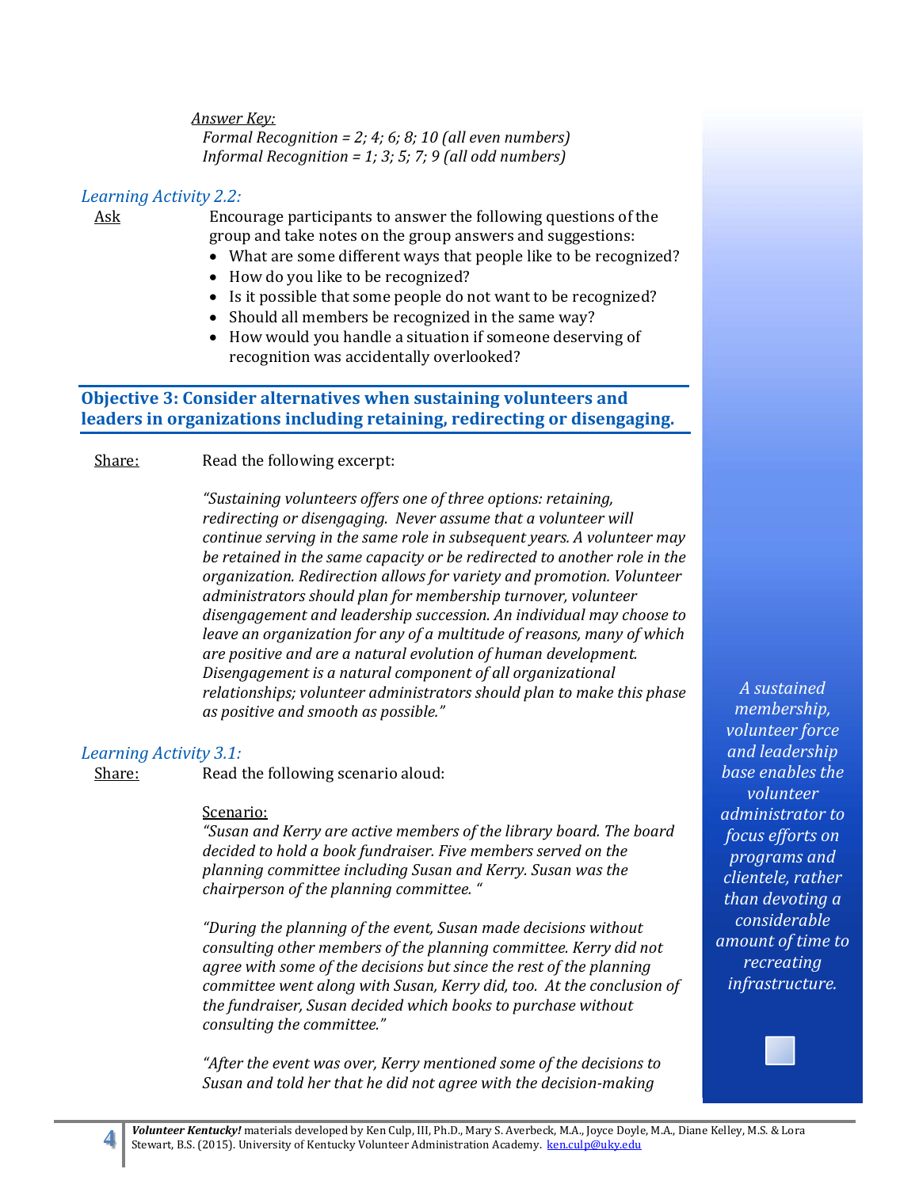<u>*Answer Key:*</u>
*Formal Recognition = 2; 4; 6; 8; 10 (all even numbers)*
*Informal Recognition = 1; 3; 5; 7; 9 (all odd numbers)*

### *Learning Activity 2.2:*

<u>Ask</u> Encourage participants to answer the following questions of the group and take notes on the group answers and suggestions:

- What are some different ways that people like to be recognized?
- How do you like to be recognized?
- Is it possible that some people do not want to be recognized?
- Should all members be recognized in the same way?
- How would you handle a situation if someone deserving of recognition was accidentally overlooked?

## Objective 3: Consider alternatives when sustaining volunteers and leaders in organizations including retaining, redirecting or disengaging.

<u>Share:</u> Read the following excerpt:

*"Sustaining volunteers offers one of three options: retaining, redirecting or disengaging. Never assume that a volunteer will continue serving in the same role in subsequent years. A volunteer may be retained in the same capacity or be redirected to another role in the organization. Redirection allows for variety and promotion. Volunteer administrators should plan for membership turnover, volunteer disengagement and leadership succession. An individual may choose to leave an organization for any of a multitude of reasons, many of which are positive and are a natural evolution of human development. Disengagement is a natural component of all organizational relationships; volunteer administrators should plan to make this phase as positive and smooth as possible."*

*A sustained membership, volunteer force and leadership base enables the volunteer administrator to focus efforts on programs and clientele, rather than devoting a considerable amount of time to recreating infrastructure.*

### *Learning Activity 3.1:*

<u>Share:</u> Read the following scenario aloud:

<u>Scenario:</u>
*"Susan and Kerry are active members of the library board. The board decided to hold a book fundraiser. Five members served on the planning committee including Susan and Kerry. Susan was the chairperson of the planning committee. "*

*"During the planning of the event, Susan made decisions without consulting other members of the planning committee. Kerry did not agree with some of the decisions but since the rest of the planning committee went along with Susan, Kerry did, too. At the conclusion of the fundraiser, Susan decided which books to purchase without consulting the committee."*

*"After the event was over, Kerry mentioned some of the decisions to Susan and told her that he did not agree with the decision-making*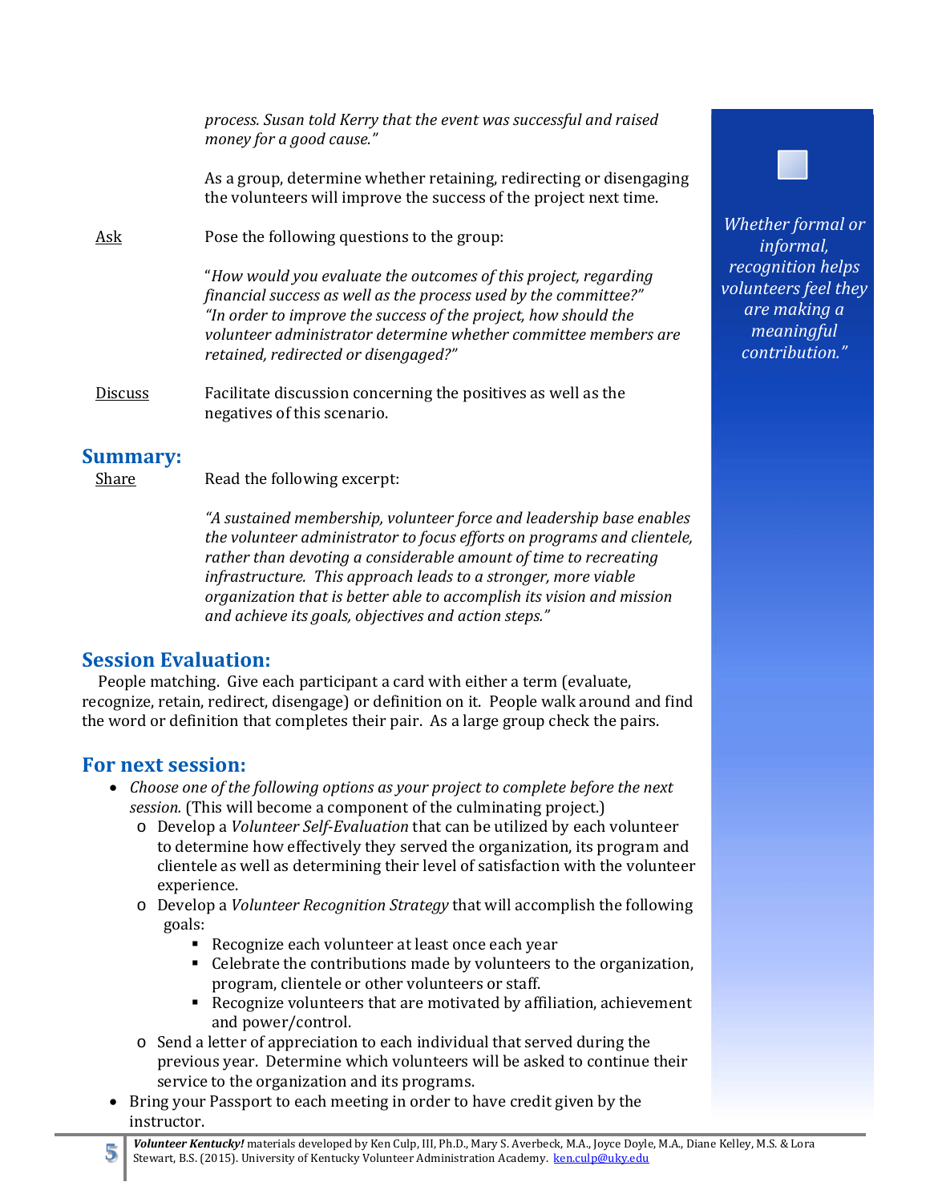*process. Susan told Kerry that the event was successful and raised money for a good cause."*

As a group, determine whether retaining, redirecting or disengaging the volunteers will improve the success of the project next time.

Ask — Pose the following questions to the group:

"*How would you evaluate the outcomes of this project, regarding financial success as well as the process used by the committee?" "In order to improve the success of the project, how should the volunteer administrator determine whether committee members are retained, redirected or disengaged?"*

Discuss — Facilitate discussion concerning the positives as well as the negatives of this scenario.

*Whether formal or informal, recognition helps volunteers feel they are making a meaningful contribution."*

## Summary:

Share — Read the following excerpt:

*"A sustained membership, volunteer force and leadership base enables the volunteer administrator to focus efforts on programs and clientele, rather than devoting a considerable amount of time to recreating infrastructure. This approach leads to a stronger, more viable organization that is better able to accomplish its vision and mission and achieve its goals, objectives and action steps."*

## Session Evaluation:

People matching. Give each participant a card with either a term (evaluate, recognize, retain, redirect, disengage) or definition on it. People walk around and find the word or definition that completes their pair. As a large group check the pairs.

## For next session:

- *Choose one of the following options as your project to complete before the next session.* (This will become a component of the culminating project.)
  - Develop a *Volunteer Self-Evaluation* that can be utilized by each volunteer to determine how effectively they served the organization, its program and clientele as well as determining their level of satisfaction with the volunteer experience.
  - Develop a *Volunteer Recognition Strategy* that will accomplish the following goals:
    - Recognize each volunteer at least once each year
    - Celebrate the contributions made by volunteers to the organization, program, clientele or other volunteers or staff.
    - Recognize volunteers that are motivated by affiliation, achievement and power/control.
  - Send a letter of appreciation to each individual that served during the previous year. Determine which volunteers will be asked to continue their service to the organization and its programs.
- Bring your Passport to each meeting in order to have credit given by the instructor.

***Volunteer Kentucky!*** materials developed by Ken Culp, III, Ph.D., Mary S. Averbeck, M.A., Joyce Doyle, M.A., Diane Kelley, M.S. & Lora Stewart, B.S. (2015). University of Kentucky Volunteer Administration Academy. ken.culp@uky.edu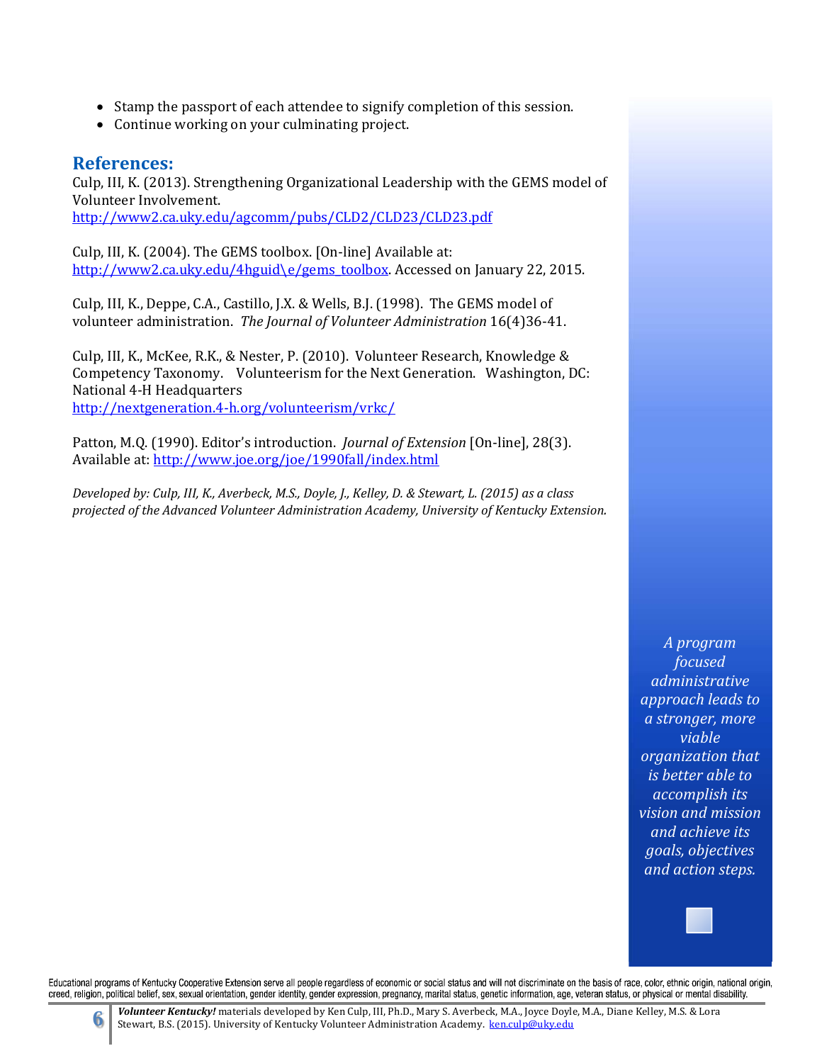- Stamp the passport of each attendee to signify completion of this session.
- Continue working on your culminating project.

## References:

Culp, III, K. (2013). Strengthening Organizational Leadership with the GEMS model of Volunteer Involvement.
http://www2.ca.uky.edu/agcomm/pubs/CLD2/CLD23/CLD23.pdf

Culp, III, K. (2004). The GEMS toolbox. [On-line] Available at: http://www2.ca.uky.edu/4hguid\e/gems_toolbox. Accessed on January 22, 2015.

Culp, III, K., Deppe, C.A., Castillo, J.X. & Wells, B.J. (1998). The GEMS model of volunteer administration. *The Journal of Volunteer Administration* 16(4)36-41.

Culp, III, K., McKee, R.K., & Nester, P. (2010). Volunteer Research, Knowledge & Competency Taxonomy. Volunteerism for the Next Generation. Washington, DC: National 4-H Headquarters
http://nextgeneration.4-h.org/volunteerism/vrkc/

Patton, M.Q. (1990). Editor's introduction. *Journal of Extension* [On-line], 28(3). Available at: http://www.joe.org/joe/1990fall/index.html

*Developed by: Culp, III, K., Averbeck, M.S., Doyle, J., Kelley, D. & Stewart, L. (2015) as a class projected of the Advanced Volunteer Administration Academy, University of Kentucky Extension.*

*A program focused administrative approach leads to a stronger, more viable organization that is better able to accomplish its vision and mission and achieve its goals, objectives and action steps.*

Educational programs of Kentucky Cooperative Extension serve all people regardless of economic or social status and will not discriminate on the basis of race, color, ethnic origin, national origin, creed, religion, political belief, sex, sexual orientation, gender identity, gender expression, pregnancy, marital status, genetic information, age, veteran status, or physical or mental disability.

***Volunteer Kentucky!*** materials developed by Ken Culp, III, Ph.D., Mary S. Averbeck, M.A., Joyce Doyle, M.A., Diane Kelley, M.S. & Lora Stewart, B.S. (2015). University of Kentucky Volunteer Administration Academy. ken.culp@uky.edu